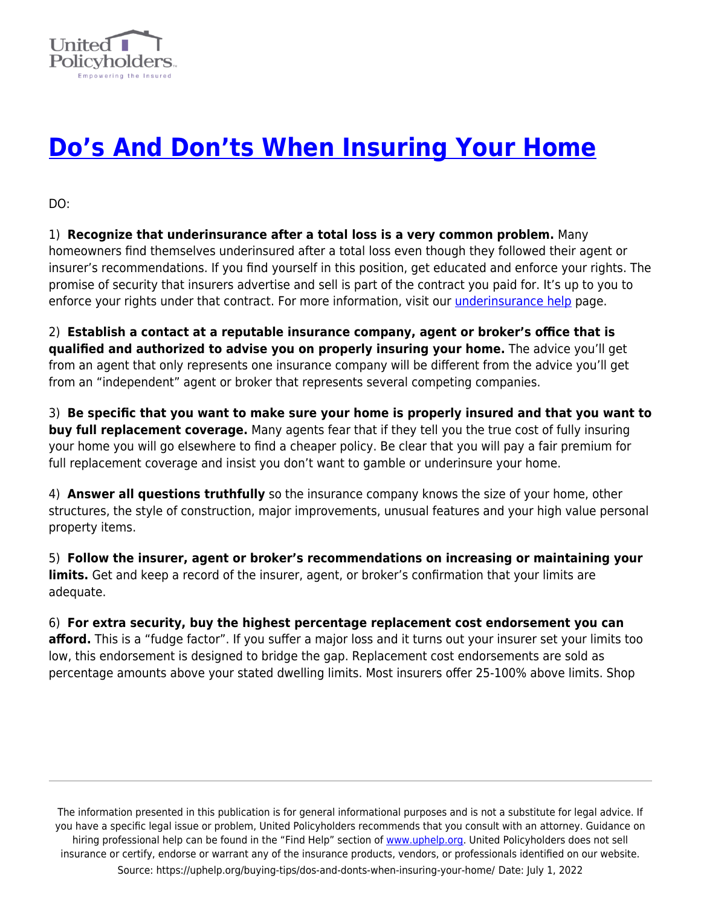# [Do's And Don'ts When Insuring Your Home](https://uphelp.org/buying-tips/dos-and-donts-when-insuring-your-home/)

DO:

1) **Recognize that underinsurance after a total loss is a very common problem.** Many homeowners find themselves underinsured after a total loss even though they followed their agent or insurer's recommendations. If you find yourself in this position, get educated and enforce your rights. The promise of security that insurers advertise and sell is part of the contract you paid for. It's up to you to enforce your rights under that contract. For more information, visit our underinsurance help page.

2) **Establish a contact at a reputable insurance company, agent or broker's office that is qualified and authorized to advise you on properly insuring your home.** The advice you'll get from an agent that only represents one insurance company will be different from the advice you'll get from an "independent" agent or broker that represents several competing companies.

3) **Be specific that you want to make sure your home is properly insured and that you want to buy full replacement coverage.** Many agents fear that if they tell you the true cost of fully insuring your home you will go elsewhere to find a cheaper policy. Be clear that you will pay a fair premium for full replacement coverage and insist you don't want to gamble or underinsure your home.

4) **Answer all questions truthfully** so the insurance company knows the size of your home, other structures, the style of construction, major improvements, unusual features and your high value personal property items.

5) **Follow the insurer, agent or broker's recommendations on increasing or maintaining your limits.** Get and keep a record of the insurer, agent, or broker's confirmation that your limits are adequate.

6) **For extra security, buy the highest percentage replacement cost endorsement you can afford.** This is a "fudge factor". If you suffer a major loss and it turns out your insurer set your limits too low, this endorsement is designed to bridge the gap. Replacement cost endorsements are sold as percentage amounts above your stated dwelling limits. Most insurers offer 25-100% above limits. Shop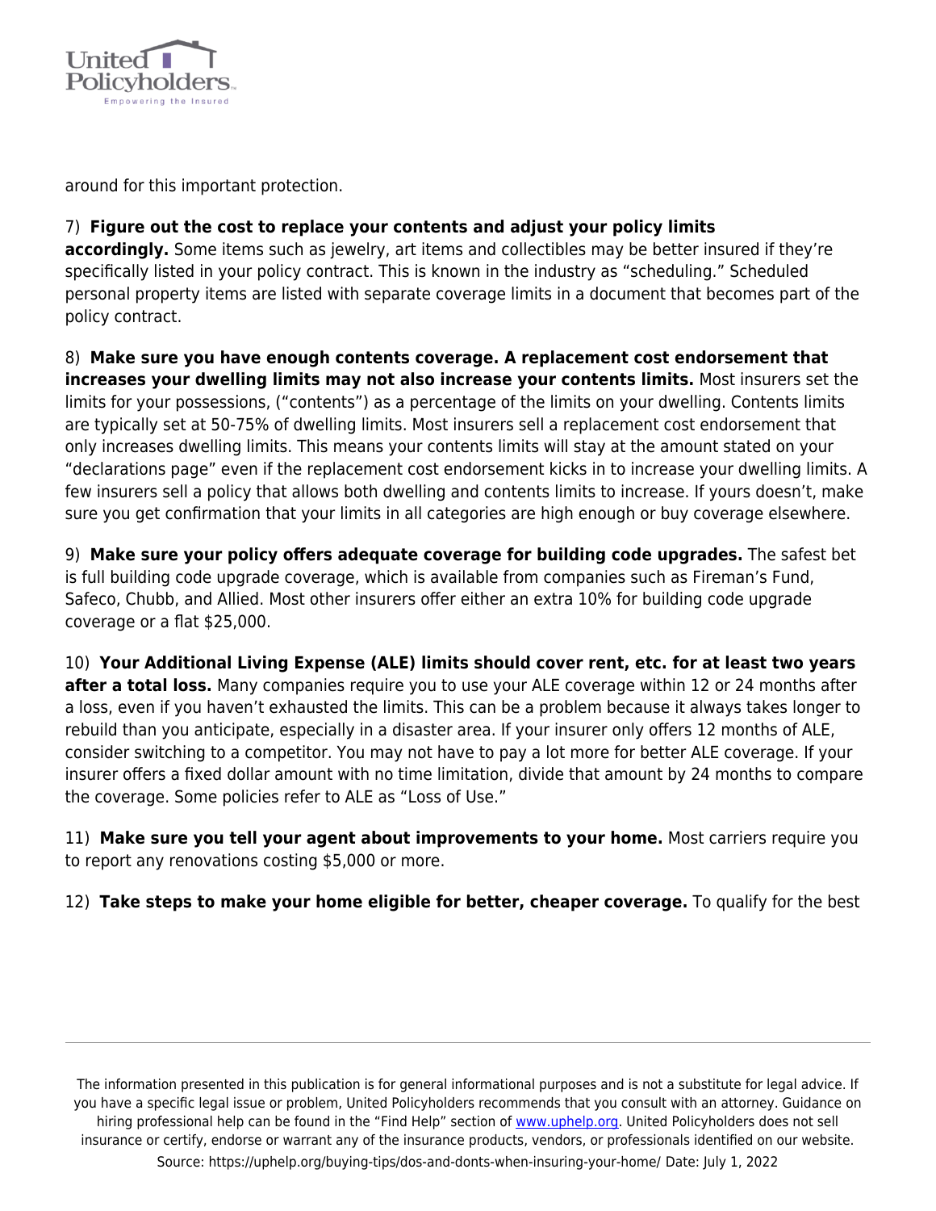around for this important protection.

7) **Figure out the cost to replace your contents and adjust your policy limits accordingly.** Some items such as jewelry, art items and collectibles may be better insured if they're specifically listed in your policy contract. This is known in the industry as "scheduling." Scheduled personal property items are listed with separate coverage limits in a document that becomes part of the policy contract.

8) **Make sure you have enough contents coverage. A replacement cost endorsement that increases your dwelling limits may not also increase your contents limits.** Most insurers set the limits for your possessions, ("contents") as a percentage of the limits on your dwelling. Contents limits are typically set at 50-75% of dwelling limits. Most insurers sell a replacement cost endorsement that only increases dwelling limits. This means your contents limits will stay at the amount stated on your "declarations page" even if the replacement cost endorsement kicks in to increase your dwelling limits. A few insurers sell a policy that allows both dwelling and contents limits to increase. If yours doesn't, make sure you get confirmation that your limits in all categories are high enough or buy coverage elsewhere.

9) **Make sure your policy offers adequate coverage for building code upgrades.** The safest bet is full building code upgrade coverage, which is available from companies such as Fireman's Fund, Safeco, Chubb, and Allied. Most other insurers offer either an extra 10% for building code upgrade coverage or a flat $25,000.

10) **Your Additional Living Expense (ALE) limits should cover rent, etc. for at least two years after a total loss.** Many companies require you to use your ALE coverage within 12 or 24 months after a loss, even if you haven't exhausted the limits. This can be a problem because it always takes longer to rebuild than you anticipate, especially in a disaster area. If your insurer only offers 12 months of ALE, consider switching to a competitor. You may not have to pay a lot more for better ALE coverage. If your insurer offers a fixed dollar amount with no time limitation, divide that amount by 24 months to compare the coverage. Some policies refer to ALE as "Loss of Use."

11) **Make sure you tell your agent about improvements to your home.** Most carriers require you to report any renovations costing $5,000 or more.

12) **Take steps to make your home eligible for better, cheaper coverage.** To qualify for the best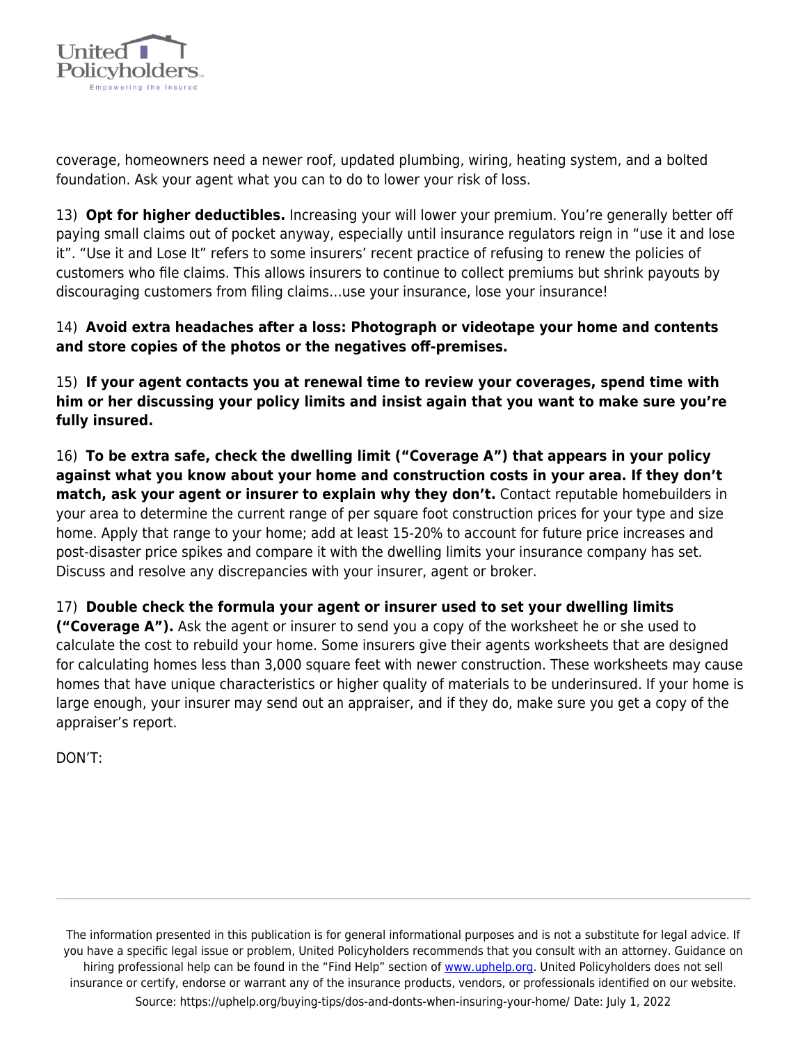coverage, homeowners need a newer roof, updated plumbing, wiring, heating system, and a bolted foundation. Ask your agent what you can to do to lower your risk of loss.

13) **Opt for higher deductibles.** Increasing your will lower your premium. You're generally better off paying small claims out of pocket anyway, especially until insurance regulators reign in "use it and lose it". "Use it and Lose It" refers to some insurers' recent practice of refusing to renew the policies of customers who file claims. This allows insurers to continue to collect premiums but shrink payouts by discouraging customers from filing claims…use your insurance, lose your insurance!

14) **Avoid extra headaches after a loss: Photograph or videotape your home and contents and store copies of the photos or the negatives off-premises.**

15) **If your agent contacts you at renewal time to review your coverages, spend time with him or her discussing your policy limits and insist again that you want to make sure you're fully insured.**

16) **To be extra safe, check the dwelling limit ("Coverage A") that appears in your policy against what you know about your home and construction costs in your area. If they don't match, ask your agent or insurer to explain why they don't.** Contact reputable homebuilders in your area to determine the current range of per square foot construction prices for your type and size home. Apply that range to your home; add at least 15-20% to account for future price increases and post-disaster price spikes and compare it with the dwelling limits your insurance company has set. Discuss and resolve any discrepancies with your insurer, agent or broker.

17) **Double check the formula your agent or insurer used to set your dwelling limits ("Coverage A").** Ask the agent or insurer to send you a copy of the worksheet he or she used to calculate the cost to rebuild your home. Some insurers give their agents worksheets that are designed for calculating homes less than 3,000 square feet with newer construction. These worksheets may cause homes that have unique characteristics or higher quality of materials to be underinsured. If your home is large enough, your insurer may send out an appraiser, and if they do, make sure you get a copy of the appraiser's report.

DON'T: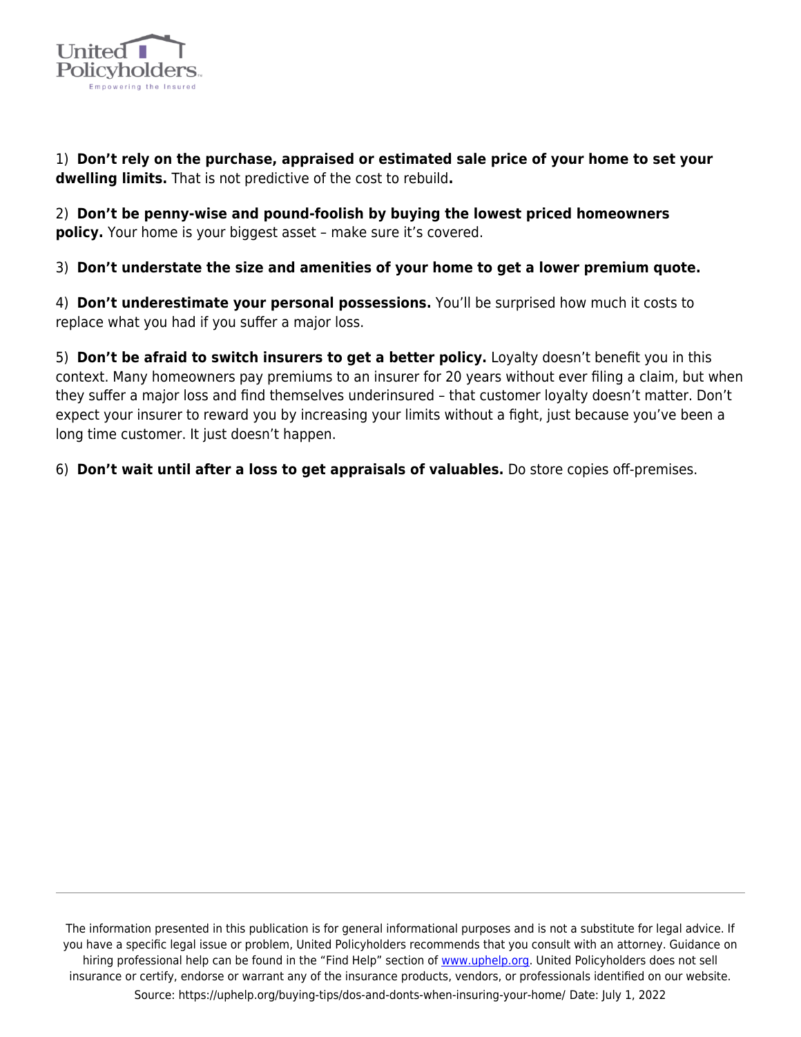1) **Don't rely on the purchase, appraised or estimated sale price of your home to set your dwelling limits.** That is not predictive of the cost to rebuild**.**

2) **Don't be penny-wise and pound-foolish by buying the lowest priced homeowners policy.** Your home is your biggest asset – make sure it's covered.

3) **Don't understate the size and amenities of your home to get a lower premium quote.**

4) **Don't underestimate your personal possessions.** You'll be surprised how much it costs to replace what you had if you suffer a major loss.

5) **Don't be afraid to switch insurers to get a better policy.** Loyalty doesn't benefit you in this context. Many homeowners pay premiums to an insurer for 20 years without ever filing a claim, but when they suffer a major loss and find themselves underinsured – that customer loyalty doesn't matter. Don't expect your insurer to reward you by increasing your limits without a fight, just because you've been a long time customer. It just doesn't happen.

6) **Don't wait until after a loss to get appraisals of valuables.** Do store copies off-premises.

---

The information presented in this publication is for general informational purposes and is not a substitute for legal advice. If you have a specific legal issue or problem, United Policyholders recommends that you consult with an attorney. Guidance on hiring professional help can be found in the "Find Help" section of [www.uphelp.org](http://www.uphelp.org). United Policyholders does not sell insurance or certify, endorse or warrant any of the insurance products, vendors, or professionals identified on our website.

Source: https://uphelp.org/buying-tips/dos-and-donts-when-insuring-your-home/ Date: July 1, 2022